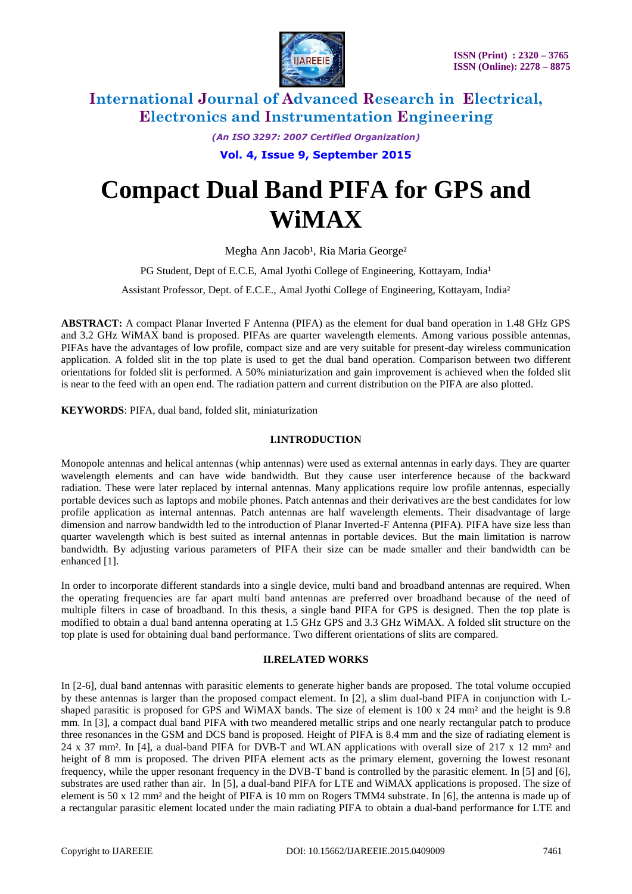# Compact Dual Band PIFA for GPS and WiMAX

Megha Ann Jacob[1], Ria Maria George[2]

PG Student, Dept of E.C.E, Amal Jyothi College of Engineering, Kottayam, India[1]

Assistant Professor, Dept. of E.C.E., Amal Jyothi College of Engineering, Kottayam, India[2]

**ABSTRACT:** A compact Planar Inverted F Antenna (PIFA) as the element for dual band operation in 1.48 GHz GPS and 3.2 GHz WiMAX band is proposed. PIFAs are quarter wavelength elements. Among various possible antennas, PIFAs have the advantages of low profile, compact size and are very suitable for present-day wireless communication application. A folded slit in the top plate is used to get the dual band operation. Comparison between two different orientations for folded slit is performed. A 50% miniaturization and gain improvement is achieved when the folded slit is near to the feed with an open end. The radiation pattern and current distribution on the PIFA are also plotted.

**KEYWORDS**: PIFA, dual band, folded slit, miniaturization

## I.INTRODUCTION

Monopole antennas and helical antennas (whip antennas) were used as external antennas in early days. They are quarter wavelength elements and can have wide bandwidth. But they cause user interference because of the backward radiation. These were later replaced by internal antennas. Many applications require low profile antennas, especially portable devices such as laptops and mobile phones. Patch antennas and their derivatives are the best candidates for low profile application as internal antennas. Patch antennas are half wavelength elements. Their disadvantage of large dimension and narrow bandwidth led to the introduction of Planar Inverted-F Antenna (PIFA). PIFA have size less than quarter wavelength which is best suited as internal antennas in portable devices. But the main limitation is narrow bandwidth. By adjusting various parameters of PIFA their size can be made smaller and their bandwidth can be enhanced [1].

In order to incorporate different standards into a single device, multi band and broadband antennas are required. When the operating frequencies are far apart multi band antennas are preferred over broadband because of the need of multiple filters in case of broadband. In this thesis, a single band PIFA for GPS is designed. Then the top plate is modified to obtain a dual band antenna operating at 1.5 GHz GPS and 3.3 GHz WiMAX. A folded slit structure on the top plate is used for obtaining dual band performance. Two different orientations of slits are compared.

## II.RELATED WORKS

In [2-6], dual band antennas with parasitic elements to generate higher bands are proposed. The total volume occupied by these antennas is larger than the proposed compact element. In [2], a slim dual-band PIFA in conjunction with L-shaped parasitic is proposed for GPS and WiMAX bands. The size of element is 100 x 24 mm² and the height is 9.8 mm. In [3], a compact dual band PIFA with two meandered metallic strips and one nearly rectangular patch to produce three resonances in the GSM and DCS band is proposed. Height of PIFA is 8.4 mm and the size of radiating element is 24 x 37 mm². In [4], a dual-band PIFA for DVB-T and WLAN applications with overall size of 217 x 12 mm² and height of 8 mm is proposed. The driven PIFA element acts as the primary element, governing the lowest resonant frequency, while the upper resonant frequency in the DVB-T band is controlled by the parasitic element. In [5] and [6], substrates are used rather than air. In [5], a dual-band PIFA for LTE and WiMAX applications is proposed. The size of element is 50 x 12 mm² and the height of PIFA is 10 mm on Rogers TMM4 substrate. In [6], the antenna is made up of a rectangular parasitic element located under the main radiating PIFA to obtain a dual-band performance for LTE and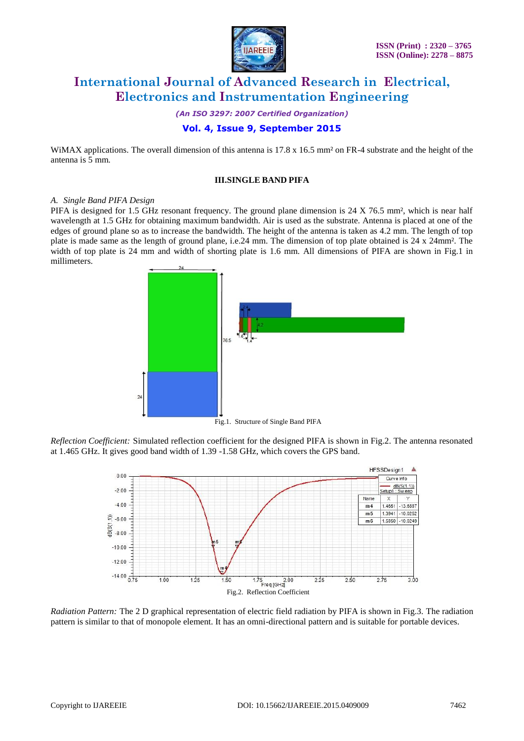WiMAX applications. The overall dimension of this antenna is 17.8 x 16.5 mm² on FR-4 substrate and the height of the antenna is 5 mm.

## III.SINGLE BAND PIFA

### *A. Single Band PIFA Design*

PIFA is designed for 1.5 GHz resonant frequency. The ground plane dimension is 24 X 76.5 mm², which is near half wavelength at 1.5 GHz for obtaining maximum bandwidth. Air is used as the substrate. Antenna is placed at one of the edges of ground plane so as to increase the bandwidth. The height of the antenna is taken as 4.2 mm. The length of top plate is made same as the length of ground plane, i.e.24 mm. The dimension of top plate obtained is 24 x 24mm². The width of top plate is 24 mm and width of shorting plate is 1.6 mm. All dimensions of PIFA are shown in Fig.1 in millimeters.

Fig.1. Structure of Single Band PIFA

*Reflection Coefficient:* Simulated reflection coefficient for the designed PIFA is shown in Fig.2. The antenna resonated at 1.465 GHz. It gives good band width of 1.39 -1.58 GHz, which covers the GPS band.

Fig.2. Reflection Coefficient

*Radiation Pattern:* The 2 D graphical representation of electric field radiation by PIFA is shown in Fig.3. The radiation pattern is similar to that of monopole element. It has an omni-directional pattern and is suitable for portable devices.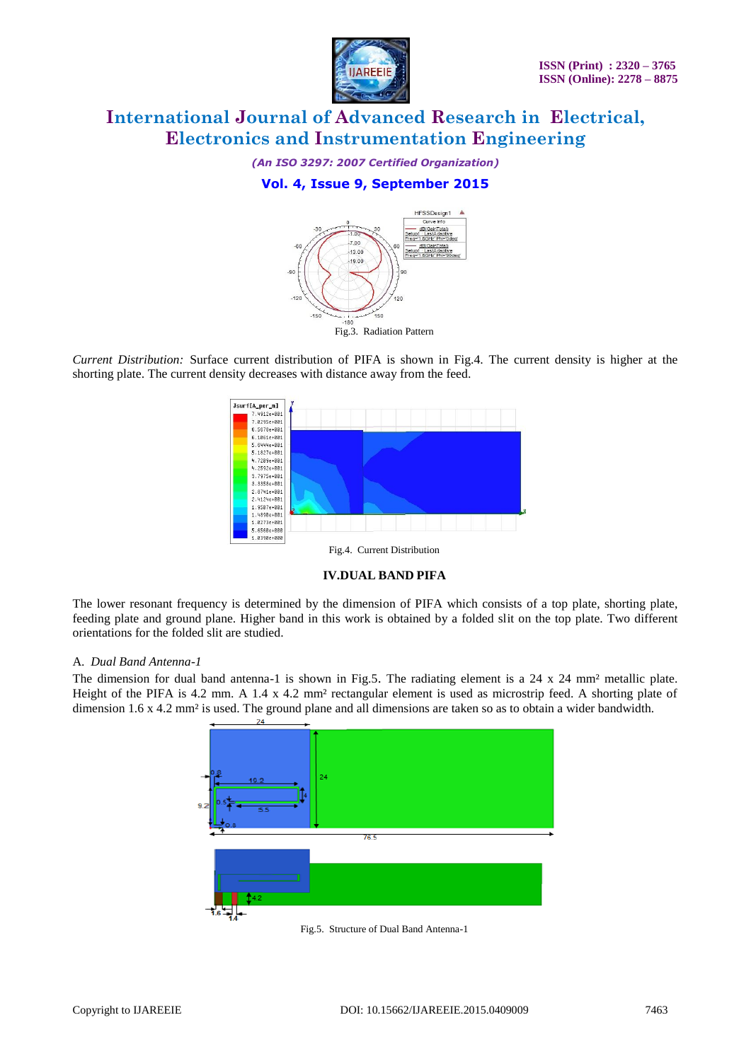Fig.3. Radiation Pattern

*Current Distribution:* Surface current distribution of PIFA is shown in Fig.4. The current density is higher at the shorting plate. The current density decreases with distance away from the feed.

Fig.4. Current Distribution

## IV.DUAL BAND PIFA

The lower resonant frequency is determined by the dimension of PIFA which consists of a top plate, shorting plate, feeding plate and ground plane. Higher band in this work is obtained by a folded slit on the top plate. Two different orientations for the folded slit are studied.

### A. *Dual Band Antenna-1*

The dimension for dual band antenna-1 is shown in Fig.5. The radiating element is a 24 x 24 mm² metallic plate. Height of the PIFA is 4.2 mm. A 1.4 x 4.2 mm² rectangular element is used as microstrip feed. A shorting plate of dimension 1.6 x 4.2 mm² is used. The ground plane and all dimensions are taken so as to obtain a wider bandwidth.

Fig.5. Structure of Dual Band Antenna-1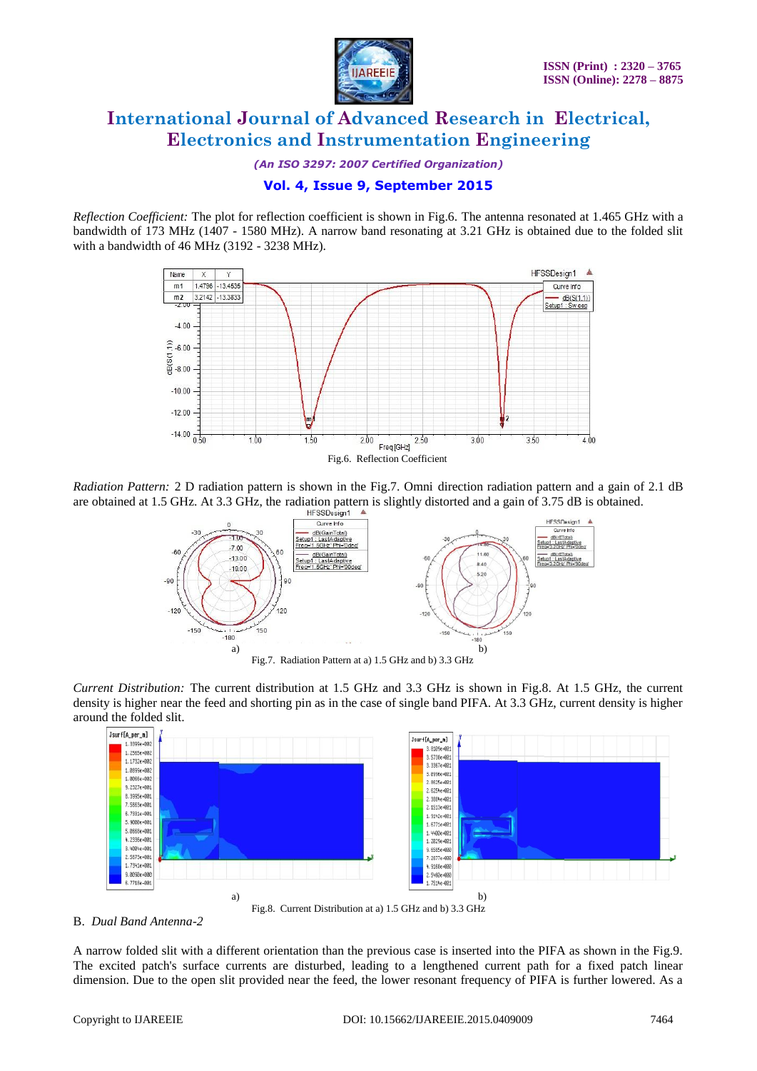*Reflection Coefficient:* The plot for reflection coefficient is shown in Fig.6. The antenna resonated at 1.465 GHz with a bandwidth of 173 MHz (1407 - 1580 MHz). A narrow band resonating at 3.21 GHz is obtained due to the folded slit with a bandwidth of 46 MHz (3192 - 3238 MHz).

Fig.6. Reflection Coefficient

*Radiation Pattern:* 2 D radiation pattern is shown in the Fig.7. Omni direction radiation pattern and a gain of 2.1 dB are obtained at 1.5 GHz. At 3.3 GHz, the radiation pattern is slightly distorted and a gain of 3.75 dB is obtained.

Fig.7. Radiation Pattern at a) 1.5 GHz and b) 3.3 GHz

*Current Distribution:* The current distribution at 1.5 GHz and 3.3 GHz is shown in Fig.8. At 1.5 GHz, the current density is higher near the feed and shorting pin as in the case of single band PIFA. At 3.3 GHz, current density is higher around the folded slit.

Fig.8. Current Distribution at a) 1.5 GHz and b) 3.3 GHz

### B. *Dual Band Antenna-2*

A narrow folded slit with a different orientation than the previous case is inserted into the PIFA as shown in the Fig.9. The excited patch's surface currents are disturbed, leading to a lengthened current path for a fixed patch linear dimension. Due to the open slit provided near the feed, the lower resonant frequency of PIFA is further lowered. As a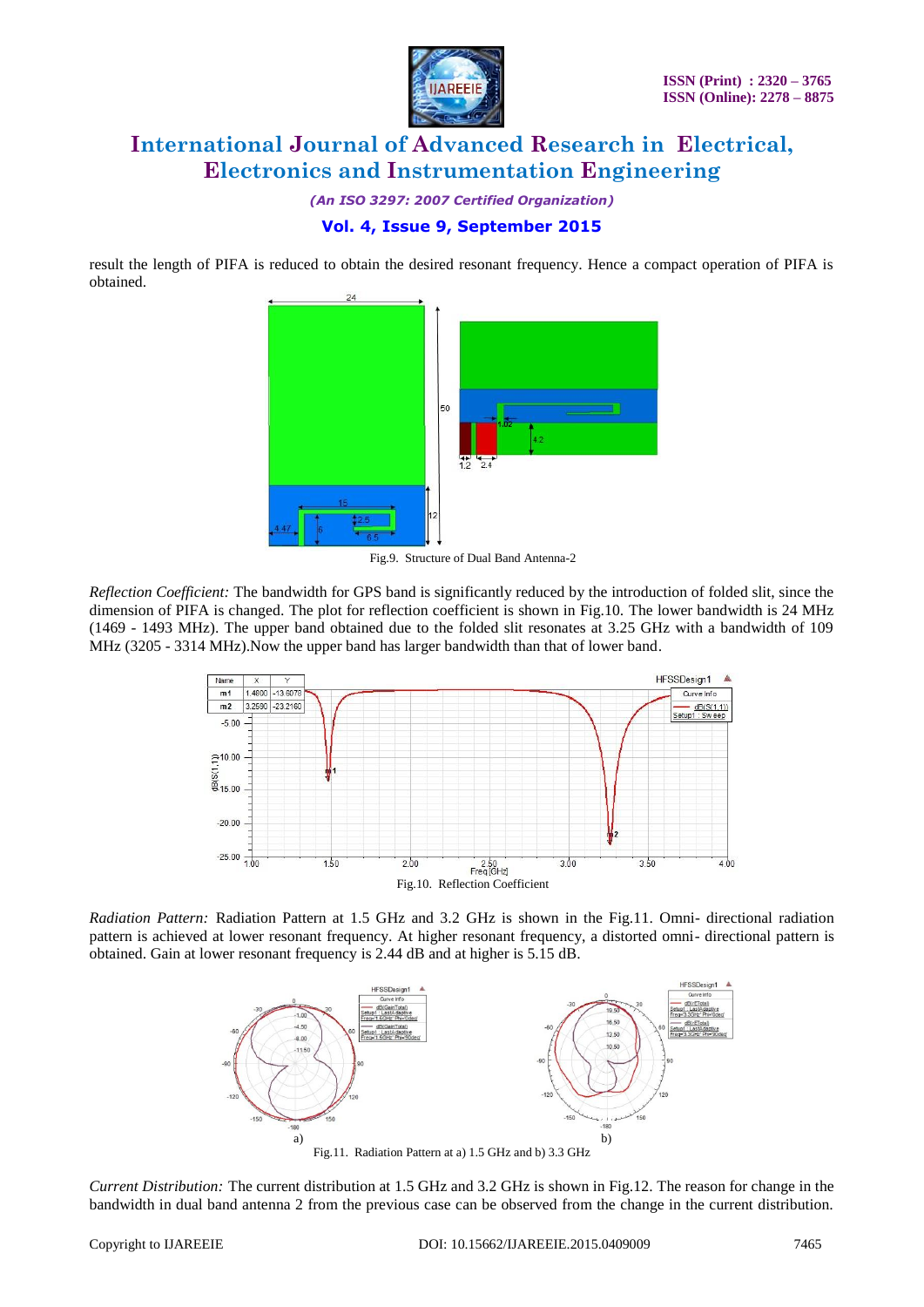result the length of PIFA is reduced to obtain the desired resonant frequency. Hence a compact operation of PIFA is obtained.

Fig.9. Structure of Dual Band Antenna-2

*Reflection Coefficient:* The bandwidth for GPS band is significantly reduced by the introduction of folded slit, since the dimension of PIFA is changed. The plot for reflection coefficient is shown in Fig.10. The lower bandwidth is 24 MHz (1469 - 1493 MHz). The upper band obtained due to the folded slit resonates at 3.25 GHz with a bandwidth of 109 MHz (3205 - 3314 MHz).Now the upper band has larger bandwidth than that of lower band.

Fig.10. Reflection Coefficient

*Radiation Pattern:* Radiation Pattern at 1.5 GHz and 3.2 GHz is shown in the Fig.11. Omni- directional radiation pattern is achieved at lower resonant frequency. At higher resonant frequency, a distorted omni- directional pattern is obtained. Gain at lower resonant frequency is 2.44 dB and at higher is 5.15 dB.

a) b)

Fig.11. Radiation Pattern at a) 1.5 GHz and b) 3.3 GHz

*Current Distribution:* The current distribution at 1.5 GHz and 3.2 GHz is shown in Fig.12. The reason for change in the bandwidth in dual band antenna 2 from the previous case can be observed from the change in the current distribution.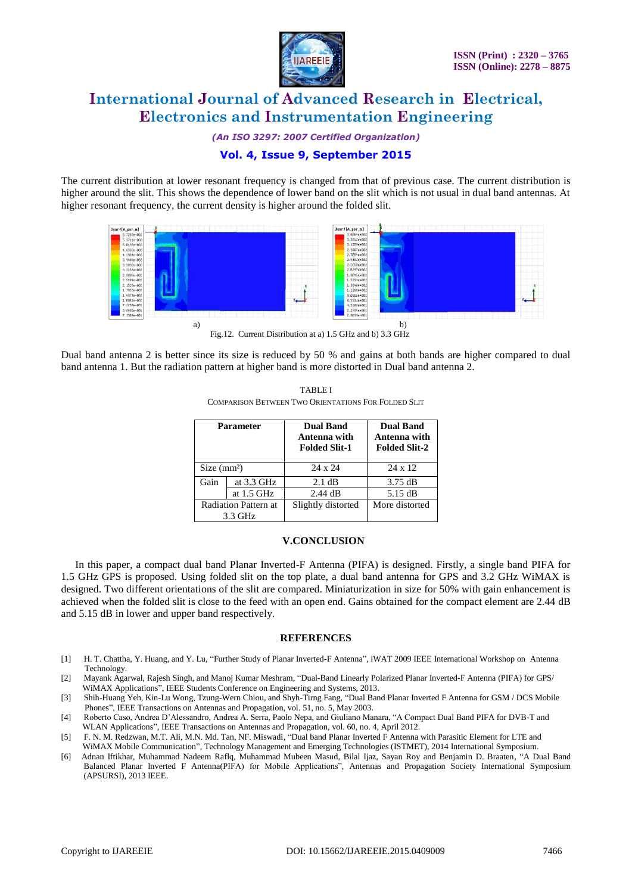The current distribution at lower resonant frequency is changed from that of previous case. The current distribution is higher around the slit. This shows the dependence of lower band on the slit which is not usual in dual band antennas. At higher resonant frequency, the current density is higher around the folded slit.

a)

b)

Fig.12. Current Distribution at a) 1.5 GHz and b) 3.3 GHz

Dual band antenna 2 is better since its size is reduced by 50 % and gains at both bands are higher compared to dual band antenna 1. But the radiation pattern at higher band is more distorted in Dual band antenna 2.

TABLE I
COMPARISON BETWEEN TWO ORIENTATIONS FOR FOLDED SLIT

| **Parameter** | | **Dual Band Antenna with Folded Slit-1** | **Dual Band Antenna with Folded Slit-2** |
|---|---|---|---|
| Size (mm²) | | 24 x 24 | 24 x 12 |
| Gain | at 3.3 GHz | 2.1 dB | 3.75 dB |
| | at 1.5 GHz | 2.44 dB | 5.15 dB |
| Radiation Pattern at 3.3 GHz | | Slightly distorted | More distorted |

## V.CONCLUSION

In this paper, a compact dual band Planar Inverted-F Antenna (PIFA) is designed. Firstly, a single band PIFA for 1.5 GHz GPS is proposed. Using folded slit on the top plate, a dual band antenna for GPS and 3.2 GHz WiMAX is designed. Two different orientations of the slit are compared. Miniaturization in size for 50% with gain enhancement is achieved when the folded slit is close to the feed with an open end. Gains obtained for the compact element are 2.44 dB and 5.15 dB in lower and upper band respectively.

## REFERENCES

[1] H. T. Chattha, Y. Huang, and Y. Lu, "Further Study of Planar Inverted-F Antenna", iWAT 2009 IEEE International Workshop on Antenna Technology.

[2] Mayank Agarwal, Rajesh Singh, and Manoj Kumar Meshram, "Dual-Band Linearly Polarized Planar Inverted-F Antenna (PIFA) for GPS/ WiMAX Applications", IEEE Students Conference on Engineering and Systems, 2013.

[3] Shih-Huang Yeh, Kin-Lu Wong, Tzung-Wern Chiou, and Shyh-Tirng Fang, "Dual Band Planar Inverted F Antenna for GSM / DCS Mobile Phones", IEEE Transactions on Antennas and Propagation, vol. 51, no. 5, May 2003.

[4] Roberto Caso, Andrea D'Alessandro, Andrea A. Serra, Paolo Nepa, and Giuliano Manara, "A Compact Dual Band PIFA for DVB-T and WLAN Applications", IEEE Transactions on Antennas and Propagation, vol. 60, no. 4, April 2012.

[5] F. N. M. Redzwan, M.T. Ali, M.N. Md. Tan, NF. Miswadi, "Dual band Planar Inverted F Antenna with Parasitic Element for LTE and WiMAX Mobile Communication", Technology Management and Emerging Technologies (ISTMET), 2014 International Symposium.

[6] Adnan Iftikhar, Muhammad Nadeem Rafiq, Muhammad Mubeen Masud, Bilal Ijaz, Sayan Roy and Benjamin D. Braaten, "A Dual Band Balanced Planar Inverted F Antenna(PIFA) for Mobile Applications", Antennas and Propagation Society International Symposium (APSURSI), 2013 IEEE.